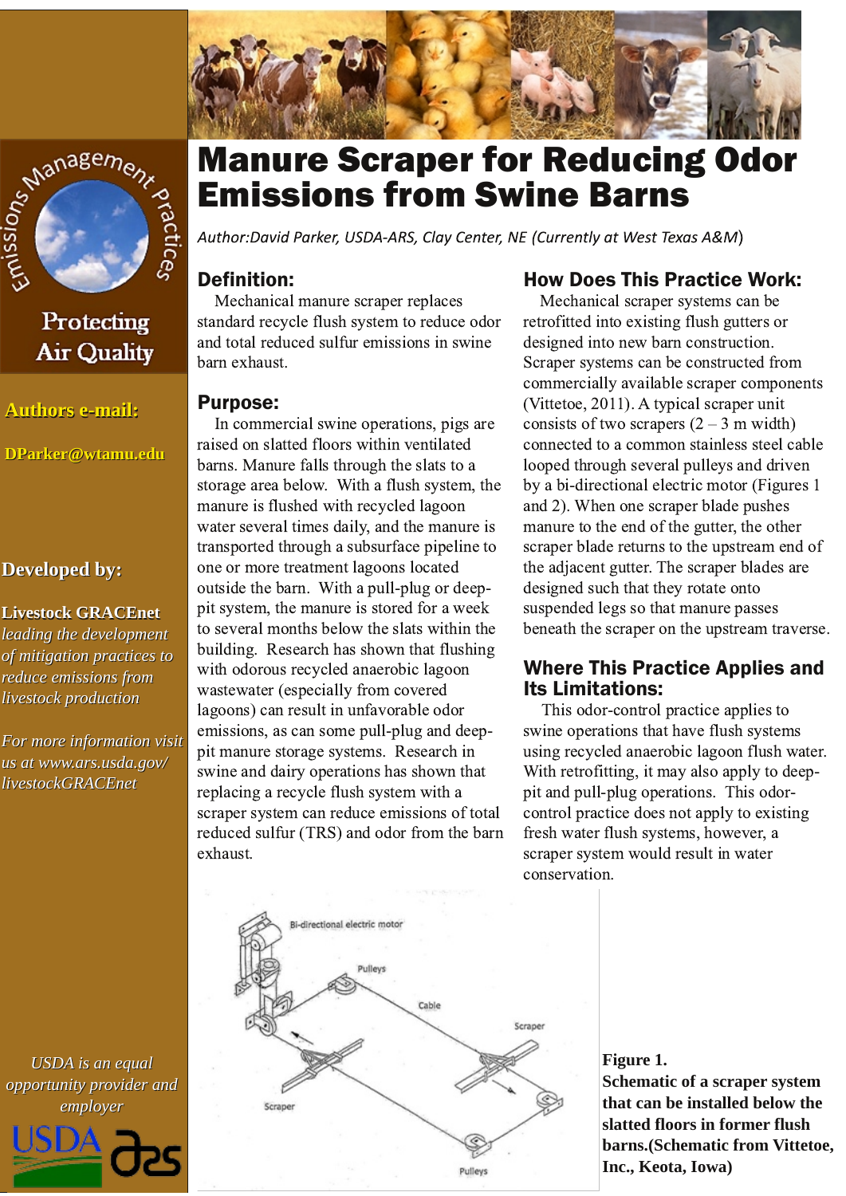# Manure Scraper for Reducing Odor Emissions from Swine Barns

*Author:David Parker, USDA-ARS, Clay Center, NE (Currently at West Texas A&M)*

Emissions Management Practices

Protecting Air Quality

**Authors e-mail:**

DParker@wtamu.edu

**Developed by:**

**Livestock GRACEnet**

*leading the development of mitigation practices to reduce emissions from livestock production*

*For more information visit us at www.ars.usda.gov/livestockGRACEnet*

## Definition:

Mechanical manure scraper replaces standard recycle flush system to reduce odor and total reduced sulfur emissions in swine barn exhaust.

## Purpose:

In commercial swine operations, pigs are raised on slatted floors within ventilated barns. Manure falls through the slats to a storage area below. With a flush system, the manure is flushed with recycled lagoon water several times daily, and the manure is transported through a subsurface pipeline to one or more treatment lagoons located outside the barn. With a pull-plug or deep-pit system, the manure is stored for a week to several months below the slats within the building. Research has shown that flushing with odorous recycled anaerobic lagoon wastewater (especially from covered lagoons) can result in unfavorable odor emissions, as can some pull-plug and deep-pit manure storage systems. Research in swine and dairy operations has shown that replacing a recycle flush system with a scraper system can reduce emissions of total reduced sulfur (TRS) and odor from the barn exhaust.

## How Does This Practice Work:

Mechanical scraper systems can be retrofitted into existing flush gutters or designed into new barn construction. Scraper systems can be constructed from commercially available scraper components (Vittetoe, 2011). A typical scraper unit consists of two scrapers (2 – 3 m width) connected to a common stainless steel cable looped through several pulleys and driven by a bi-directional electric motor (Figures 1 and 2). When one scraper blade pushes manure to the end of the gutter, the other scraper blade returns to the upstream end of the adjacent gutter. The scraper blades are designed such that they rotate onto suspended legs so that manure passes beneath the scraper on the upstream traverse.

## Where This Practice Applies and Its Limitations:

This odor-control practice applies to swine operations that have flush systems using recycled anaerobic lagoon flush water. With retrofitting, it may also apply to deep-pit and pull-plug operations. This odor-control practice does not apply to existing fresh water flush systems, however, a scraper system would result in water conservation.

**Figure 1. Schematic of a scraper system that can be installed below the slatted floors in former flush barns.(Schematic from Vittetoe, Inc., Keota, Iowa)**

*USDA is an equal opportunity provider and employer*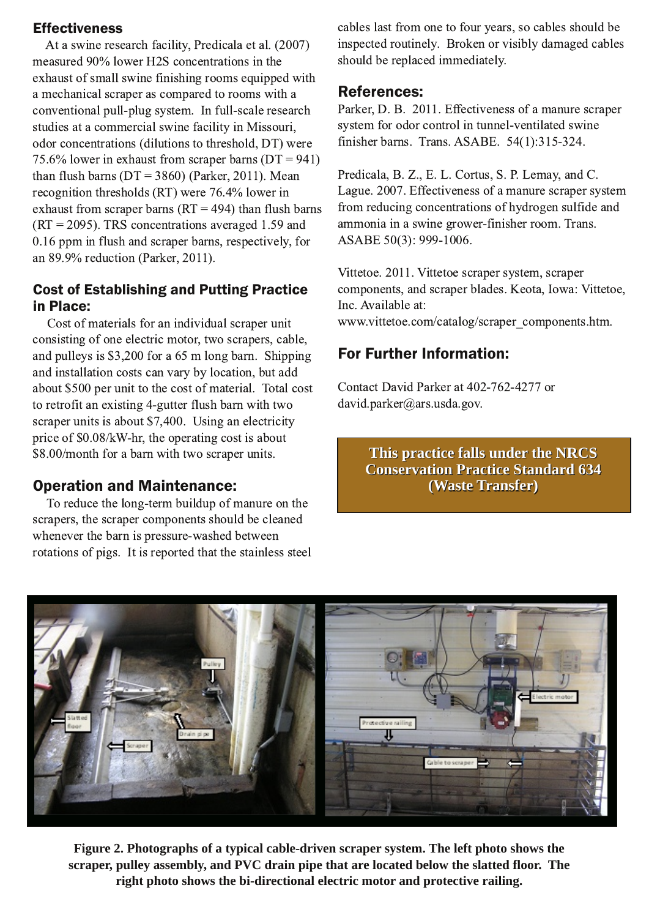## Effectiveness

At a swine research facility, Predicala et al. (2007) measured 90% lower $H_2S$ concentrations in the exhaust of small swine finishing rooms equipped with a mechanical scraper as compared to rooms with a conventional pull-plug system. In full-scale research studies at a commercial swine facility in Missouri, odor concentrations (dilutions to threshold, DT) were 75.6% lower in exhaust from scraper barns (DT = 941) than flush barns (DT = 3860) (Parker, 2011). Mean recognition thresholds (RT) were 76.4% lower in exhaust from scraper barns (RT = 494) than flush barns (RT = 2095). TRS concentrations averaged 1.59 and 0.16 ppm in flush and scraper barns, respectively, for an 89.9% reduction (Parker, 2011).

## Cost of Establishing and Putting Practice in Place:

Cost of materials for an individual scraper unit consisting of one electric motor, two scrapers, cable, and pulleys is $3,200 for a 65 m long barn. Shipping and installation costs can vary by location, but add about $500 per unit to the cost of material. Total cost to retrofit an existing 4-gutter flush barn with two scraper units is about $7,400. Using an electricity price of $0.08/kW-hr, the operating cost is about $8.00/month for a barn with two scraper units.

## Operation and Maintenance:

To reduce the long-term buildup of manure on the scrapers, the scraper components should be cleaned whenever the barn is pressure-washed between rotations of pigs. It is reported that the stainless steel cables last from one to four years, so cables should be inspected routinely. Broken or visibly damaged cables should be replaced immediately.

## References:

Parker, D. B. 2011. Effectiveness of a manure scraper system for odor control in tunnel-ventilated swine finisher barns. Trans. ASABE. 54(1):315-324.

Predicala, B. Z., E. L. Cortus, S. P. Lemay, and C. Lague. 2007. Effectiveness of a manure scraper system from reducing concentrations of hydrogen sulfide and ammonia in a swine grower-finisher room. Trans. ASABE 50(3): 999-1006.

Vittetoe. 2011. Vittetoe scraper system, scraper components, and scraper blades. Keota, Iowa: Vittetoe, Inc. Available at: www.vittetoe.com/catalog/scraper_components.htm.

## For Further Information:

Contact David Parker at 402-762-4277 or david.parker@ars.usda.gov.

**This practice falls under the NRCS Conservation Practice Standard 634 (Waste Transfer)**

Pulley
Slatted floor
Drain pipe
Scraper
Electric motor
Protective railing
Cable to scraper

**Figure 2. Photographs of a typical cable-driven scraper system. The left photo shows the scraper, pulley assembly, and PVC drain pipe that are located below the slatted floor. The right photo shows the bi-directional electric motor and protective railing.**